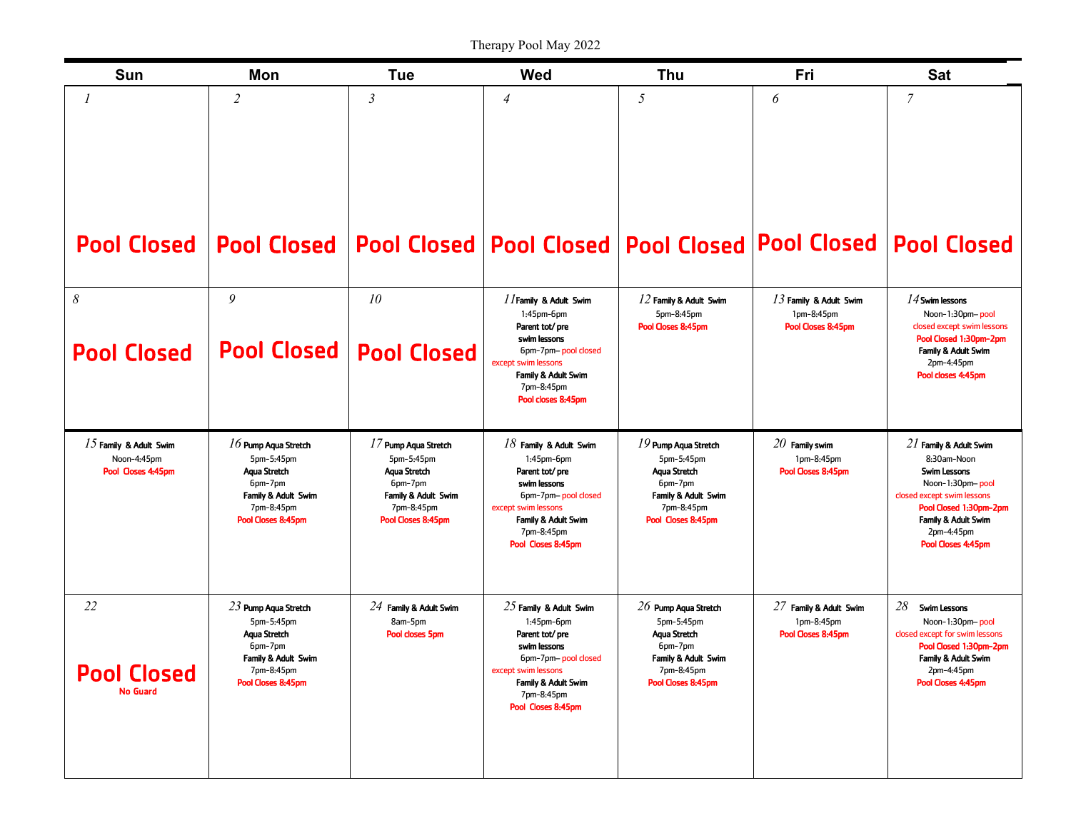# Therapy Pool May 2022

| Sun | Mon | Tue | Wed | Thu | Fri | Sat |
|---|---|---|---|---|---|---|
| 1 Pool Closed | 2 Pool Closed | 3 Pool Closed | 4 Pool Closed | 5 Pool Closed | 6 Pool Closed | 7 Pool Closed |
| 8 Pool Closed | 9 Pool Closed | 10 Pool Closed | 11 Family & Adult Swim 1:45pm-6pm<br>Parent tot/ pre swim lessons 6pm-7pm– pool closed except swim lessons<br>Family & Adult Swim 7pm-8:45pm<br>Pool closes 8:45pm | 12 Family & Adult Swim 5pm-8:45pm<br>Pool Closes 8:45pm | 13 Family & Adult Swim 1pm-8:45pm<br>Pool Closes 8:45pm | 14 Swim lessons Noon-1:30pm– pool closed except swim lessons<br>Pool Closed 1:30pm-2pm<br>Family & Adult Swim 2pm-4:45pm<br>Pool closes 4:45pm |
| 15 Family & Adult Swim Noon-4:45pm<br>Pool Closes 4:45pm | 16 Pump Aqua Stretch 5pm-5:45pm<br>Aqua Stretch 6pm-7pm<br>Family & Adult Swim 7pm-8:45pm<br>Pool Closes 8:45pm | 17 Pump Aqua Stretch 5pm-5:45pm<br>Aqua Stretch 6pm-7pm<br>Family & Adult Swim 7pm-8:45pm<br>Pool Closes 8:45pm | 18 Family & Adult Swim 1:45pm-6pm<br>Parent tot/ pre swim lessons 6pm-7pm– pool closed except swim lessons<br>Family & Adult Swim 7pm-8:45pm<br>Pool Closes 8:45pm | 19 Pump Aqua Stretch 5pm-5:45pm<br>Aqua Stretch 6pm-7pm<br>Family & Adult Swim 7pm-8:45pm<br>Pool Closes 8:45pm | 20 Family swim 1pm-8:45pm<br>Pool Closes 8:45pm | 21 Family & Adult Swim 8:30am-Noon<br>Swim Lessons Noon-1:30pm– pool closed except swim lessons<br>Pool Closed 1:30pm-2pm<br>Family & Adult Swim 2pm-4:45pm<br>Pool Closes 4:45pm |
| 22 Pool Closed<br>No Guard | 23 Pump Aqua Stretch 5pm-5:45pm<br>Aqua Stretch 6pm-7pm<br>Family & Adult Swim 7pm-8:45pm<br>Pool Closes 8:45pm | 24 Family & Adult Swim 8am-5pm<br>Pool closes 5pm | 25 Family & Adult Swim 1:45pm-6pm<br>Parent tot/ pre swim lessons 6pm-7pm– pool closed except swim lessons<br>Family & Adult Swim 7pm-8:45pm<br>Pool Closes 8:45pm | 26 Pump Aqua Stretch 5pm-5:45pm<br>Aqua Stretch 6pm-7pm<br>Family & Adult Swim 7pm-8:45pm<br>Pool Closes 8:45pm | 27 Family & Adult Swim 1pm-8:45pm<br>Pool Closes 8:45pm | 28 Swim Lessons Noon-1:30pm– pool closed except for swim lessons<br>Pool Closed 1:30pm-2pm<br>Family & Adult Swim 2pm-4:45pm<br>Pool Closes 4:45pm |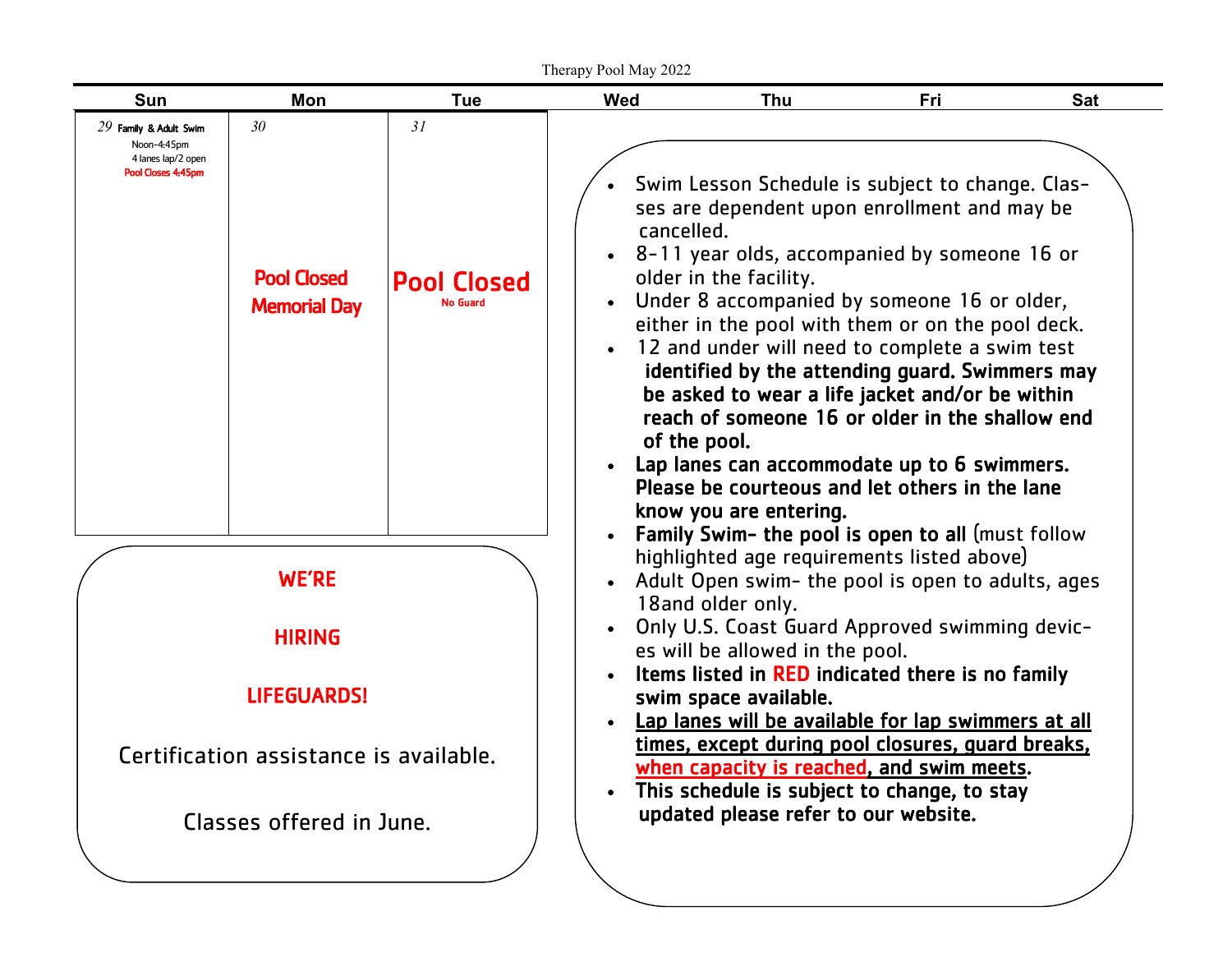Therapy Pool May 2022

| Sun | Mon | Tue | Wed | Thu | Fri | Sat |
|---|---|---|---|---|---|---|
| 29 Family & Adult Swim Noon-4:45pm 4 lanes lap/2 open Pool Closes 4:45pm | 30 Pool Closed Memorial Day | 31 Pool Closed No Guard | | | | |

**WE'RE**

**HIRING**

**LIFEGUARDS!**

Certification assistance is available.

Classes offered in June.

- Swim Lesson Schedule is subject to change. Classes are dependent upon enrollment and may be cancelled.
- 8-11 year olds, accompanied by someone 16 or older in the facility.
- Under 8 accompanied by someone 16 or older, either in the pool with them or on the pool deck.
- 12 and under will need to complete a swim test **identified by the attending guard. Swimmers may be asked to wear a life jacket and/or be within reach of someone 16 or older in the shallow end of the pool.**
- **Lap lanes can accommodate up to 6 swimmers. Please be courteous and let others in the lane know you are entering.**
- **Family Swim- the pool is open to all** (must follow highlighted age requirements listed above)
- Adult Open swim- the pool is open to adults, ages 18and older only.
- Only U.S. Coast Guard Approved swimming devices will be allowed in the pool.
- **Items listed in RED indicated there is no family swim space available.**
- **Lap lanes will be available for lap swimmers at all times, except during pool closures, guard breaks, when capacity is reached, and swim meets.**
- **This schedule is subject to change, to stay updated please refer to our website.**